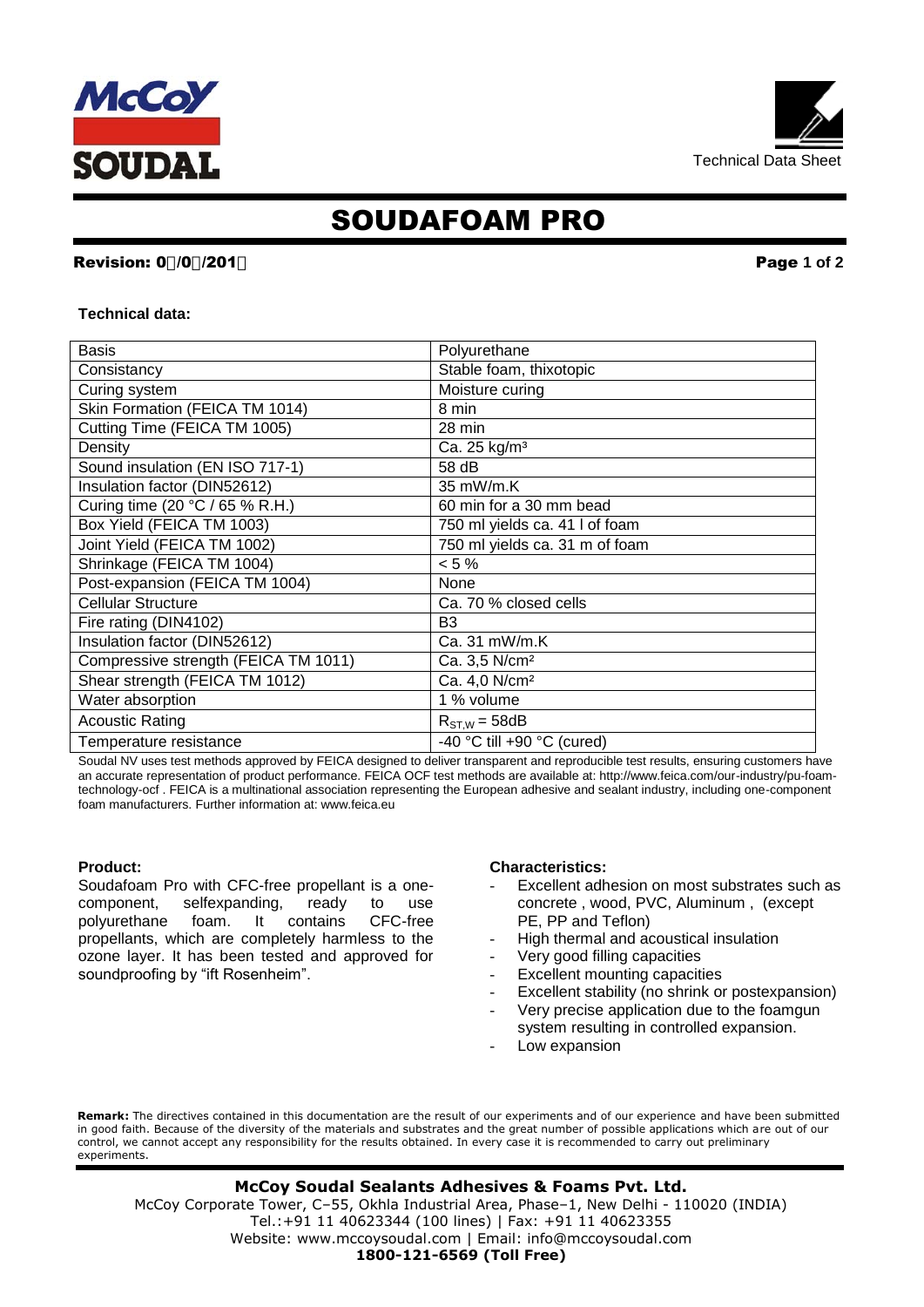Technical Data Sheet

# SOUDAFOAM PRO

**Revision: 0/0/201**

**Technical data:**

| Basis | Polyurethane |
|---|---|
| Consistancy | Stable foam, thixotopic |
| Curing system | Moisture curing |
| Skin Formation (FEICA TM 1014) | 8 min |
| Cutting Time (FEICA TM 1005) | 28 min |
| Density | Ca. 25 kg/m³ |
| Sound insulation (EN ISO 717-1) | 58 dB |
| Insulation factor (DIN52612) | 35 mW/m.K |
| Curing time (20 °C / 65 % R.H.) | 60 min for a 30 mm bead |
| Box Yield (FEICA TM 1003) | 750 ml yields ca. 41 l of foam |
| Joint Yield (FEICA TM 1002) | 750 ml yields ca. 31 m of foam |
| Shrinkage (FEICA TM 1004) | < 5 % |
| Post-expansion (FEICA TM 1004) | None |
| Cellular Structure | Ca. 70 % closed cells |
| Fire rating (DIN4102) | B3 |
| Insulation factor (DIN52612) | Ca. 31 mW/m.K |
| Compressive strength (FEICA TM 1011) | Ca. 3,5 N/cm² |
| Shear strength (FEICA TM 1012) | Ca. 4,0 N/cm² |
| Water absorption | 1 % volume |
| Acoustic Rating | $R_{ST,W}$ = 58dB |
| Temperature resistance | -40 °C till +90 °C (cured) |

Soudal NV uses test methods approved by FEICA designed to deliver transparent and reproducible test results, ensuring customers have an accurate representation of product performance. FEICA OCF test methods are available at: http://www.feica.com/our-industry/pu-foam-technology-ocf . FEICA is a multinational association representing the European adhesive and sealant industry, including one-component foam manufacturers. Further information at: www.feica.eu

**Product:**

Soudafoam Pro with CFC-free propellant is a one-component, selfexpanding, ready to use polyurethane foam. It contains CFC-free propellants, which are completely harmless to the ozone layer. It has been tested and approved for soundproofing by "ift Rosenheim".

**Characteristics:**

- Excellent adhesion on most substrates such as concrete , wood, PVC, Aluminum , (except PE, PP and Teflon)
- High thermal and acoustical insulation
- Very good filling capacities
- Excellent mounting capacities
- Excellent stability (no shrink or postexpansion)
- Very precise application due to the foamgun system resulting in controlled expansion.
- Low expansion

**Remark:** The directives contained in this documentation are the result of our experiments and of our experience and have been submitted in good faith. Because of the diversity of the materials and substrates and the great number of possible applications which are out of our control, we cannot accept any responsibility for the results obtained. In every case it is recommended to carry out preliminary experiments.

**McCoy Soudal Sealants Adhesives & Foams Pvt. Ltd.**
McCoy Corporate Tower, C–55, Okhla Industrial Area, Phase–1, New Delhi - 110020 (INDIA)
Tel.:+91 11 40623344 (100 lines) | Fax: +91 11 40623355
Website: www.mccoysoudal.com | Email: info@mccoysoudal.com
**1800-121-6569 (Toll Free)**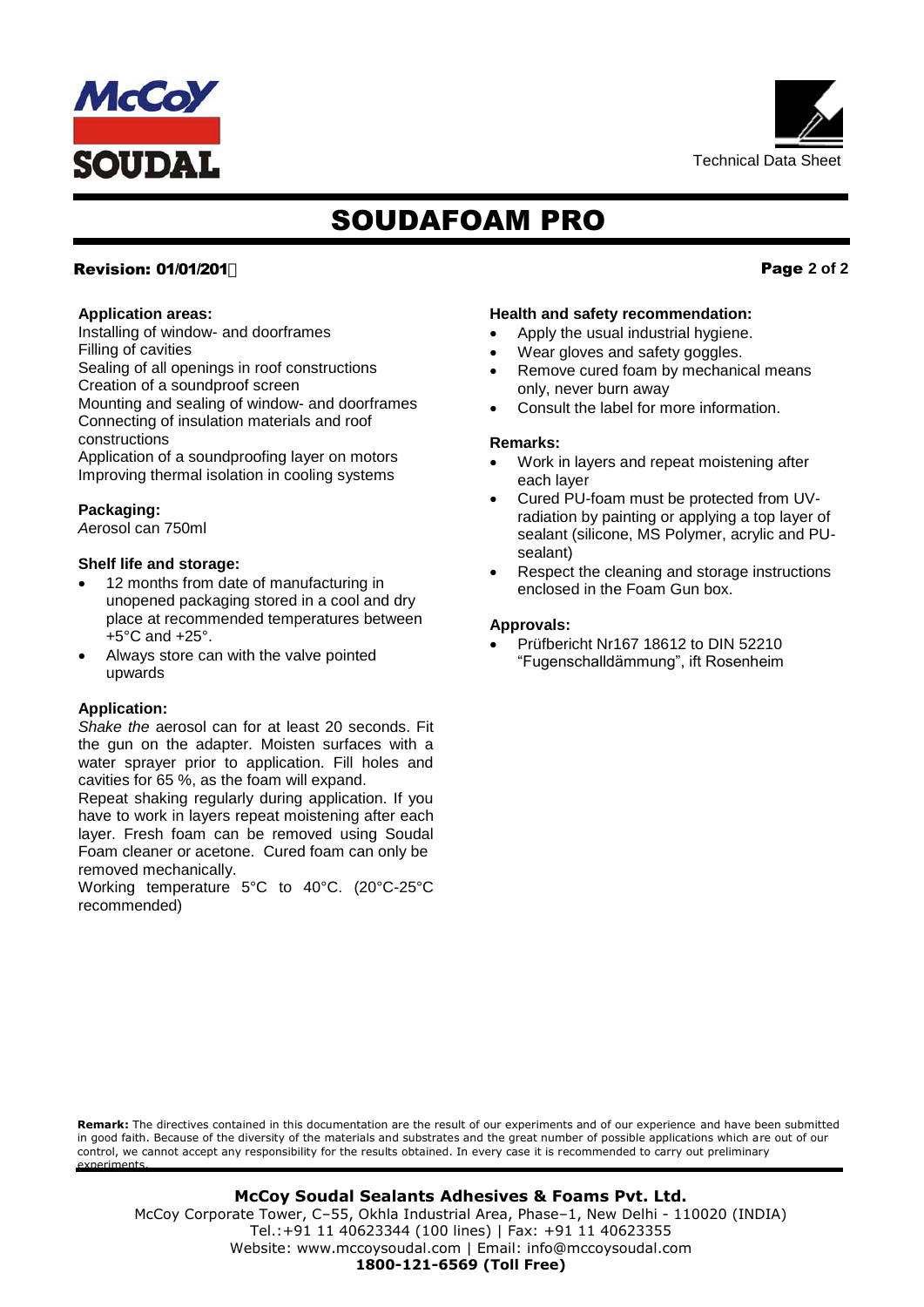# SOUDAFOAM PRO

**Revision: 01/01/201**

**Application areas:**

Installing of window- and doorframes
Filling of cavities
Sealing of all openings in roof constructions
Creation of a soundproof screen
Mounting and sealing of window- and doorframes
Connecting of insulation materials and roof constructions
Application of a soundproofing layer on motors
Improving thermal isolation in cooling systems

**Packaging:**

*A*erosol can 750ml

**Shelf life and storage:**

- 12 months from date of manufacturing in unopened packaging stored in a cool and dry place at recommended temperatures between +5°C and +25°.
- Always store can with the valve pointed upwards

**Application:**

*Shake the* aerosol can for at least 20 seconds. Fit the gun on the adapter. Moisten surfaces with a water sprayer prior to application. Fill holes and cavities for 65 %, as the foam will expand.
Repeat shaking regularly during application. If you have to work in layers repeat moistening after each layer. Fresh foam can be removed using Soudal Foam cleaner or acetone. Cured foam can only be removed mechanically.
Working temperature 5°C to 40°C. (20°C-25°C recommended)

**Health and safety recommendation:**

- Apply the usual industrial hygiene.
- Wear gloves and safety goggles.
- Remove cured foam by mechanical means only, never burn away
- Consult the label for more information.

**Remarks:**

- Work in layers and repeat moistening after each layer
- Cured PU-foam must be protected from UV-radiation by painting or applying a top layer of sealant (silicone, MS Polymer, acrylic and PU-sealant)
- Respect the cleaning and storage instructions enclosed in the Foam Gun box.

**Approvals:**

- Prüfbericht Nr167 18612 to DIN 52210 "Fugenschalldämmung", ift Rosenheim

**Remark:** The directives contained in this documentation are the result of our experiments and of our experience and have been submitted in good faith. Because of the diversity of the materials and substrates and the great number of possible applications which are out of our control, we cannot accept any responsibility for the results obtained. In every case it is recommended to carry out preliminary experiments.

**McCoy Soudal Sealants Adhesives & Foams Pvt. Ltd.**
McCoy Corporate Tower, C–55, Okhla Industrial Area, Phase–1, New Delhi - 110020 (INDIA)
Tel.:+91 11 40623344 (100 lines) | Fax: +91 11 40623355
Website: www.mccoysoudal.com | Email: info@mccoysoudal.com
**1800-121-6569 (Toll Free)**